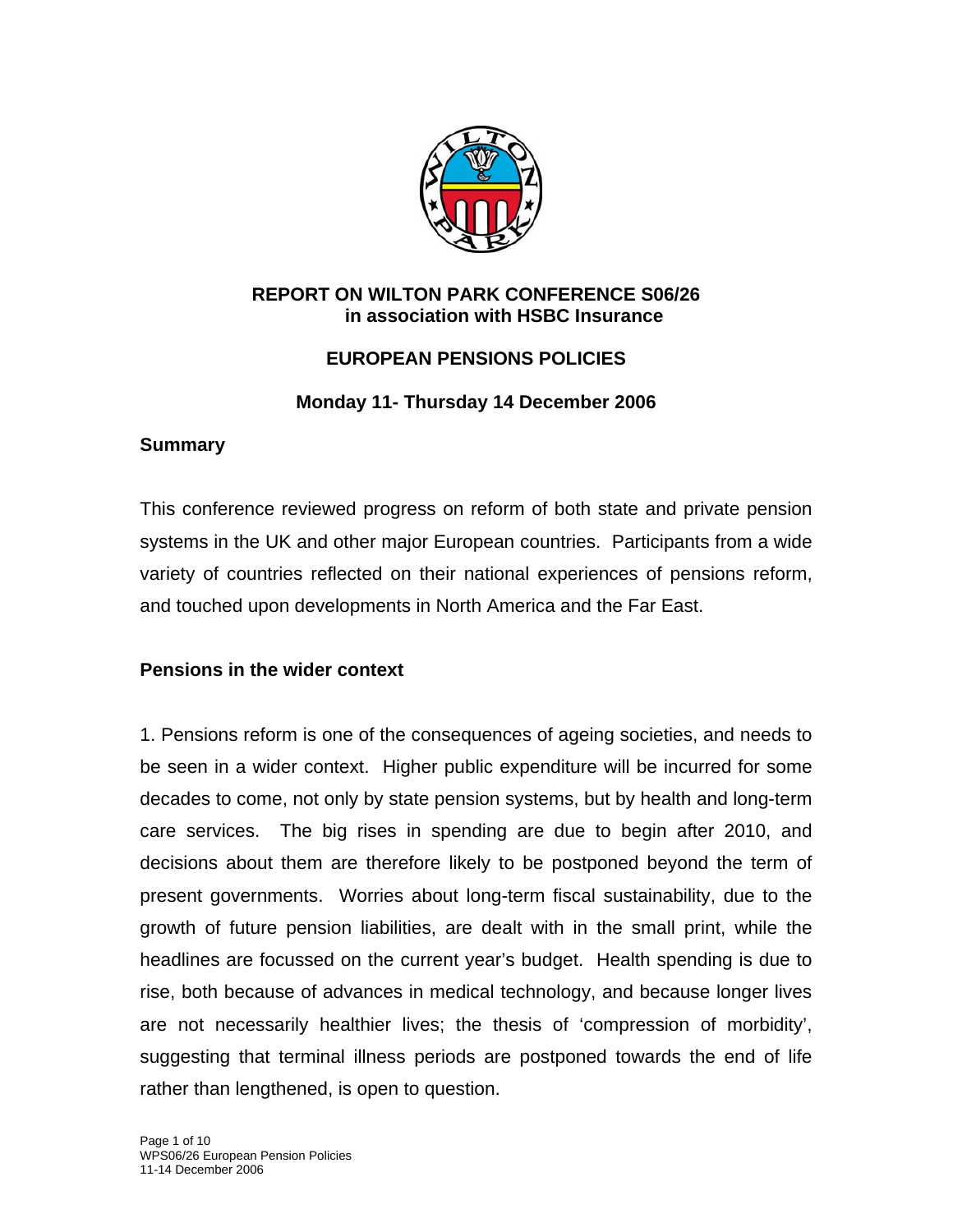# REPORT ON WILTON PARK CONFERENCE S06/26
## in association with HSBC Insurance

## EUROPEAN PENSIONS POLICIES

### Monday 11- Thursday 14 December 2006

### Summary

This conference reviewed progress on reform of both state and private pension systems in the UK and other major European countries. Participants from a wide variety of countries reflected on their national experiences of pensions reform, and touched upon developments in North America and the Far East.

### Pensions in the wider context

1. Pensions reform is one of the consequences of ageing societies, and needs to be seen in a wider context. Higher public expenditure will be incurred for some decades to come, not only by state pension systems, but by health and long-term care services. The big rises in spending are due to begin after 2010, and decisions about them are therefore likely to be postponed beyond the term of present governments. Worries about long-term fiscal sustainability, due to the growth of future pension liabilities, are dealt with in the small print, while the headlines are focussed on the current year's budget. Health spending is due to rise, both because of advances in medical technology, and because longer lives are not necessarily healthier lives; the thesis of 'compression of morbidity', suggesting that terminal illness periods are postponed towards the end of life rather than lengthened, is open to question.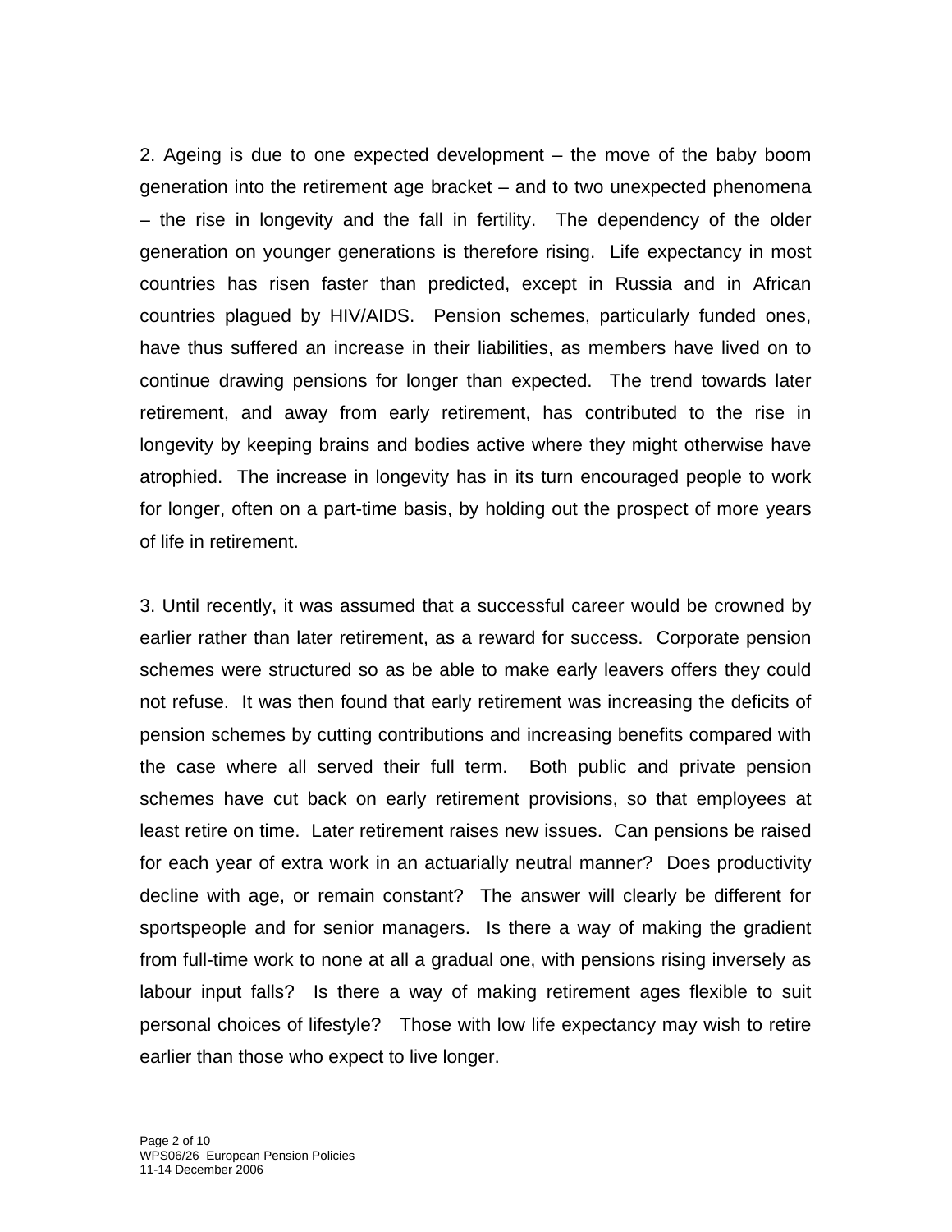2. Ageing is due to one expected development – the move of the baby boom generation into the retirement age bracket – and to two unexpected phenomena – the rise in longevity and the fall in fertility. The dependency of the older generation on younger generations is therefore rising. Life expectancy in most countries has risen faster than predicted, except in Russia and in African countries plagued by HIV/AIDS. Pension schemes, particularly funded ones, have thus suffered an increase in their liabilities, as members have lived on to continue drawing pensions for longer than expected. The trend towards later retirement, and away from early retirement, has contributed to the rise in longevity by keeping brains and bodies active where they might otherwise have atrophied. The increase in longevity has in its turn encouraged people to work for longer, often on a part-time basis, by holding out the prospect of more years of life in retirement.

3. Until recently, it was assumed that a successful career would be crowned by earlier rather than later retirement, as a reward for success. Corporate pension schemes were structured so as be able to make early leavers offers they could not refuse. It was then found that early retirement was increasing the deficits of pension schemes by cutting contributions and increasing benefits compared with the case where all served their full term. Both public and private pension schemes have cut back on early retirement provisions, so that employees at least retire on time. Later retirement raises new issues. Can pensions be raised for each year of extra work in an actuarially neutral manner? Does productivity decline with age, or remain constant? The answer will clearly be different for sportspeople and for senior managers. Is there a way of making the gradient from full-time work to none at all a gradual one, with pensions rising inversely as labour input falls? Is there a way of making retirement ages flexible to suit personal choices of lifestyle? Those with low life expectancy may wish to retire earlier than those who expect to live longer.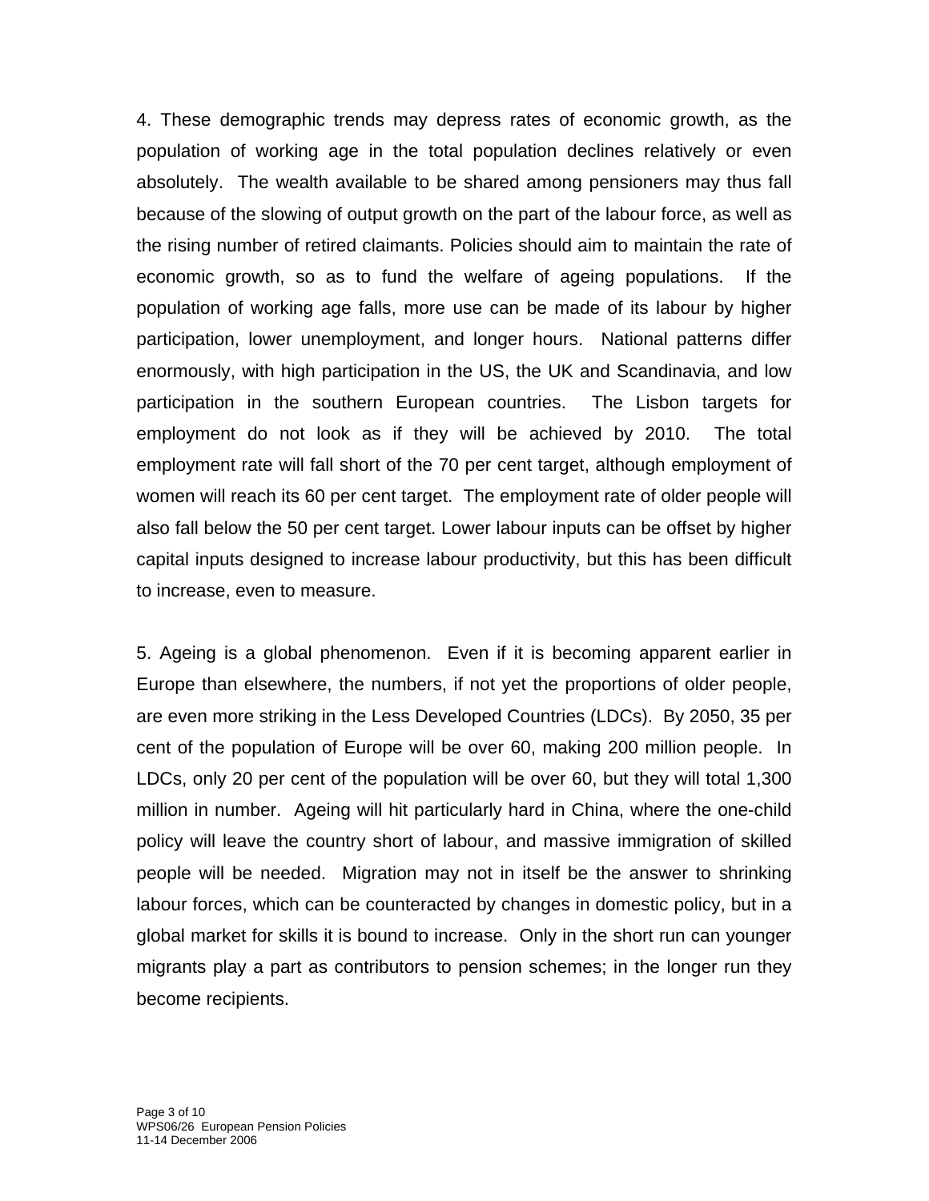4. These demographic trends may depress rates of economic growth, as the population of working age in the total population declines relatively or even absolutely. The wealth available to be shared among pensioners may thus fall because of the slowing of output growth on the part of the labour force, as well as the rising number of retired claimants. Policies should aim to maintain the rate of economic growth, so as to fund the welfare of ageing populations. If the population of working age falls, more use can be made of its labour by higher participation, lower unemployment, and longer hours. National patterns differ enormously, with high participation in the US, the UK and Scandinavia, and low participation in the southern European countries. The Lisbon targets for employment do not look as if they will be achieved by 2010. The total employment rate will fall short of the 70 per cent target, although employment of women will reach its 60 per cent target. The employment rate of older people will also fall below the 50 per cent target. Lower labour inputs can be offset by higher capital inputs designed to increase labour productivity, but this has been difficult to increase, even to measure.

5. Ageing is a global phenomenon. Even if it is becoming apparent earlier in Europe than elsewhere, the numbers, if not yet the proportions of older people, are even more striking in the Less Developed Countries (LDCs). By 2050, 35 per cent of the population of Europe will be over 60, making 200 million people. In LDCs, only 20 per cent of the population will be over 60, but they will total 1,300 million in number. Ageing will hit particularly hard in China, where the one-child policy will leave the country short of labour, and massive immigration of skilled people will be needed. Migration may not in itself be the answer to shrinking labour forces, which can be counteracted by changes in domestic policy, but in a global market for skills it is bound to increase. Only in the short run can younger migrants play a part as contributors to pension schemes; in the longer run they become recipients.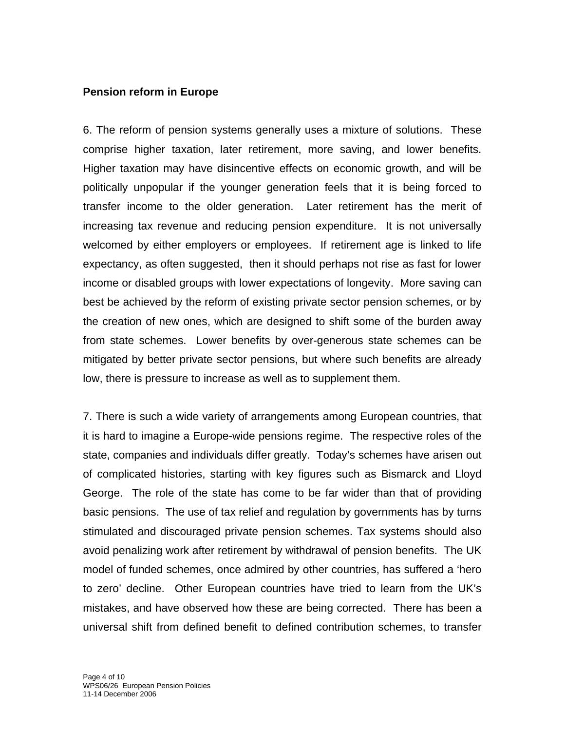**Pension reform in Europe**

6. The reform of pension systems generally uses a mixture of solutions. These comprise higher taxation, later retirement, more saving, and lower benefits. Higher taxation may have disincentive effects on economic growth, and will be politically unpopular if the younger generation feels that it is being forced to transfer income to the older generation. Later retirement has the merit of increasing tax revenue and reducing pension expenditure. It is not universally welcomed by either employers or employees. If retirement age is linked to life expectancy, as often suggested, then it should perhaps not rise as fast for lower income or disabled groups with lower expectations of longevity. More saving can best be achieved by the reform of existing private sector pension schemes, or by the creation of new ones, which are designed to shift some of the burden away from state schemes. Lower benefits by over-generous state schemes can be mitigated by better private sector pensions, but where such benefits are already low, there is pressure to increase as well as to supplement them.

7. There is such a wide variety of arrangements among European countries, that it is hard to imagine a Europe-wide pensions regime. The respective roles of the state, companies and individuals differ greatly. Today's schemes have arisen out of complicated histories, starting with key figures such as Bismarck and Lloyd George. The role of the state has come to be far wider than that of providing basic pensions. The use of tax relief and regulation by governments has by turns stimulated and discouraged private pension schemes. Tax systems should also avoid penalizing work after retirement by withdrawal of pension benefits. The UK model of funded schemes, once admired by other countries, has suffered a 'hero to zero' decline. Other European countries have tried to learn from the UK's mistakes, and have observed how these are being corrected. There has been a universal shift from defined benefit to defined contribution schemes, to transfer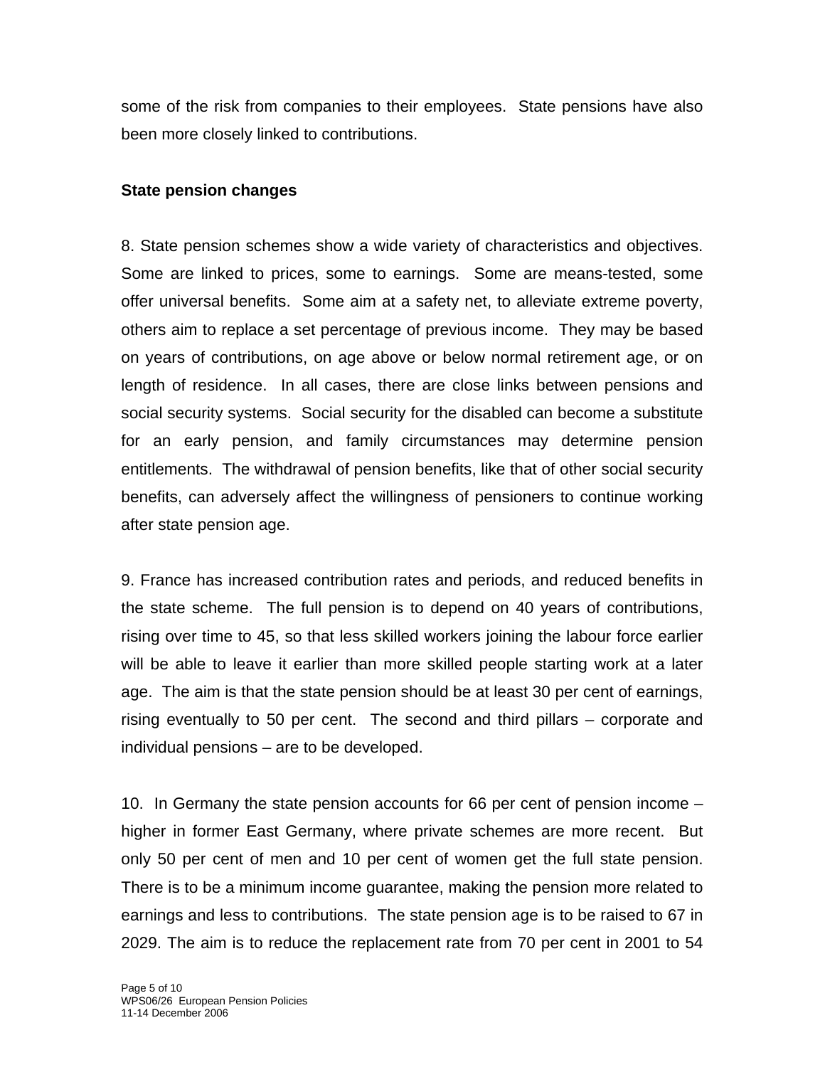some of the risk from companies to their employees. State pensions have also been more closely linked to contributions.

**State pension changes**

8. State pension schemes show a wide variety of characteristics and objectives. Some are linked to prices, some to earnings. Some are means-tested, some offer universal benefits. Some aim at a safety net, to alleviate extreme poverty, others aim to replace a set percentage of previous income. They may be based on years of contributions, on age above or below normal retirement age, or on length of residence. In all cases, there are close links between pensions and social security systems. Social security for the disabled can become a substitute for an early pension, and family circumstances may determine pension entitlements. The withdrawal of pension benefits, like that of other social security benefits, can adversely affect the willingness of pensioners to continue working after state pension age.

9. France has increased contribution rates and periods, and reduced benefits in the state scheme. The full pension is to depend on 40 years of contributions, rising over time to 45, so that less skilled workers joining the labour force earlier will be able to leave it earlier than more skilled people starting work at a later age. The aim is that the state pension should be at least 30 per cent of earnings, rising eventually to 50 per cent. The second and third pillars – corporate and individual pensions – are to be developed.

10. In Germany the state pension accounts for 66 per cent of pension income – higher in former East Germany, where private schemes are more recent. But only 50 per cent of men and 10 per cent of women get the full state pension. There is to be a minimum income guarantee, making the pension more related to earnings and less to contributions. The state pension age is to be raised to 67 in 2029. The aim is to reduce the replacement rate from 70 per cent in 2001 to 54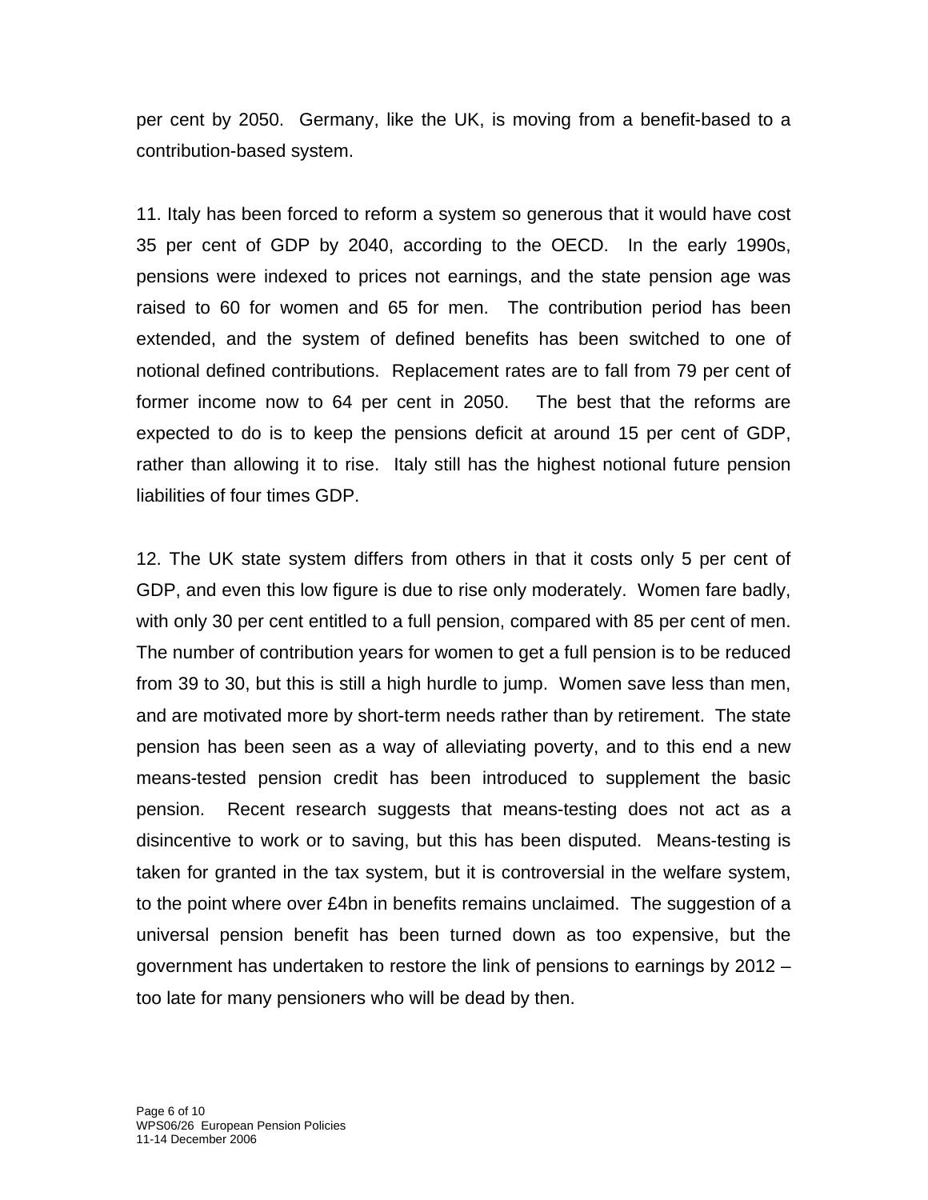per cent by 2050. Germany, like the UK, is moving from a benefit-based to a contribution-based system.

11. Italy has been forced to reform a system so generous that it would have cost 35 per cent of GDP by 2040, according to the OECD. In the early 1990s, pensions were indexed to prices not earnings, and the state pension age was raised to 60 for women and 65 for men. The contribution period has been extended, and the system of defined benefits has been switched to one of notional defined contributions. Replacement rates are to fall from 79 per cent of former income now to 64 per cent in 2050. The best that the reforms are expected to do is to keep the pensions deficit at around 15 per cent of GDP, rather than allowing it to rise. Italy still has the highest notional future pension liabilities of four times GDP.

12. The UK state system differs from others in that it costs only 5 per cent of GDP, and even this low figure is due to rise only moderately. Women fare badly, with only 30 per cent entitled to a full pension, compared with 85 per cent of men. The number of contribution years for women to get a full pension is to be reduced from 39 to 30, but this is still a high hurdle to jump. Women save less than men, and are motivated more by short-term needs rather than by retirement. The state pension has been seen as a way of alleviating poverty, and to this end a new means-tested pension credit has been introduced to supplement the basic pension. Recent research suggests that means-testing does not act as a disincentive to work or to saving, but this has been disputed. Means-testing is taken for granted in the tax system, but it is controversial in the welfare system, to the point where over £4bn in benefits remains unclaimed. The suggestion of a universal pension benefit has been turned down as too expensive, but the government has undertaken to restore the link of pensions to earnings by 2012 – too late for many pensioners who will be dead by then.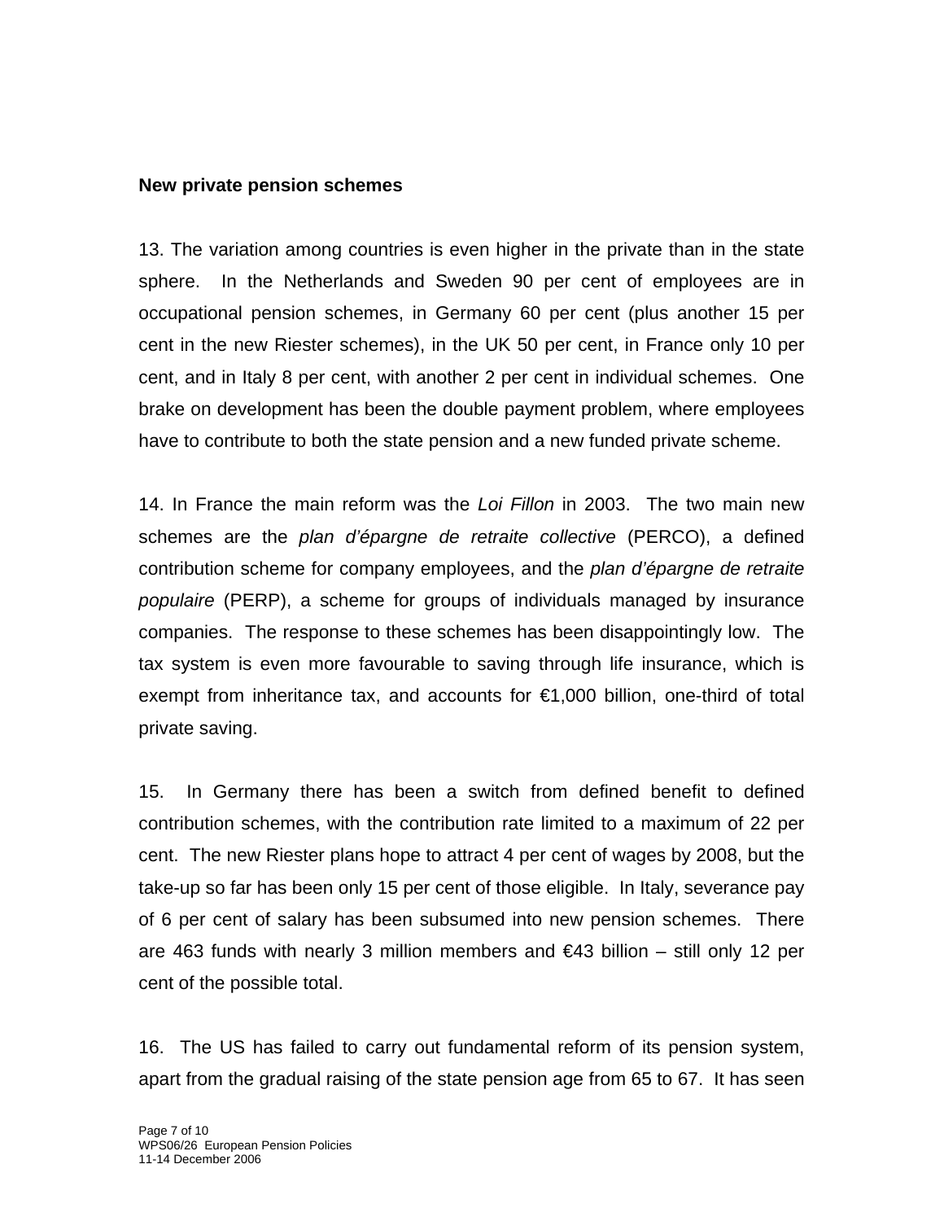**New private pension schemes**

13. The variation among countries is even higher in the private than in the state sphere. In the Netherlands and Sweden 90 per cent of employees are in occupational pension schemes, in Germany 60 per cent (plus another 15 per cent in the new Riester schemes), in the UK 50 per cent, in France only 10 per cent, and in Italy 8 per cent, with another 2 per cent in individual schemes. One brake on development has been the double payment problem, where employees have to contribute to both the state pension and a new funded private scheme.

14. In France the main reform was the *Loi Fillon* in 2003. The two main new schemes are the *plan d'épargne de retraite collective* (PERCO), a defined contribution scheme for company employees, and the *plan d'épargne de retraite populaire* (PERP), a scheme for groups of individuals managed by insurance companies. The response to these schemes has been disappointingly low. The tax system is even more favourable to saving through life insurance, which is exempt from inheritance tax, and accounts for €1,000 billion, one-third of total private saving.

15. In Germany there has been a switch from defined benefit to defined contribution schemes, with the contribution rate limited to a maximum of 22 per cent. The new Riester plans hope to attract 4 per cent of wages by 2008, but the take-up so far has been only 15 per cent of those eligible. In Italy, severance pay of 6 per cent of salary has been subsumed into new pension schemes. There are 463 funds with nearly 3 million members and €43 billion – still only 12 per cent of the possible total.

16. The US has failed to carry out fundamental reform of its pension system, apart from the gradual raising of the state pension age from 65 to 67. It has seen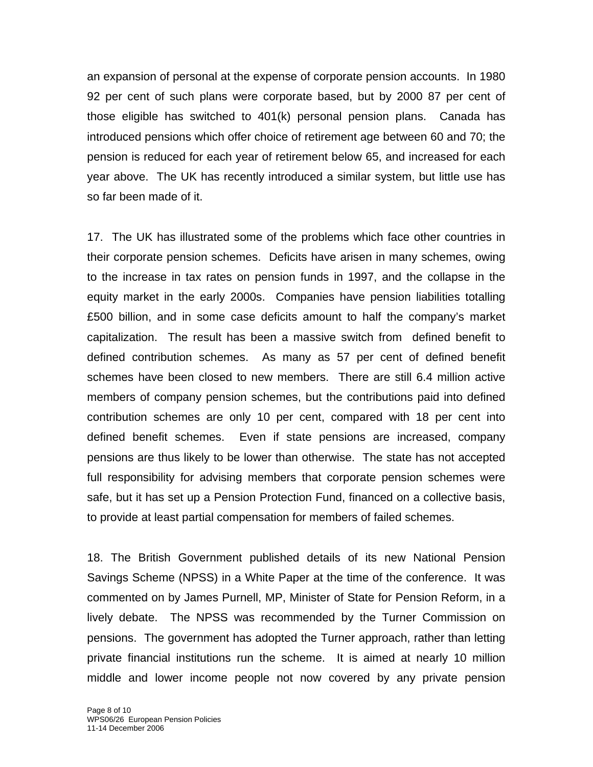an expansion of personal at the expense of corporate pension accounts. In 1980 92 per cent of such plans were corporate based, but by 2000 87 per cent of those eligible has switched to 401(k) personal pension plans. Canada has introduced pensions which offer choice of retirement age between 60 and 70; the pension is reduced for each year of retirement below 65, and increased for each year above. The UK has recently introduced a similar system, but little use has so far been made of it.

17. The UK has illustrated some of the problems which face other countries in their corporate pension schemes. Deficits have arisen in many schemes, owing to the increase in tax rates on pension funds in 1997, and the collapse in the equity market in the early 2000s. Companies have pension liabilities totalling £500 billion, and in some case deficits amount to half the company's market capitalization. The result has been a massive switch from defined benefit to defined contribution schemes. As many as 57 per cent of defined benefit schemes have been closed to new members. There are still 6.4 million active members of company pension schemes, but the contributions paid into defined contribution schemes are only 10 per cent, compared with 18 per cent into defined benefit schemes. Even if state pensions are increased, company pensions are thus likely to be lower than otherwise. The state has not accepted full responsibility for advising members that corporate pension schemes were safe, but it has set up a Pension Protection Fund, financed on a collective basis, to provide at least partial compensation for members of failed schemes.

18. The British Government published details of its new National Pension Savings Scheme (NPSS) in a White Paper at the time of the conference. It was commented on by James Purnell, MP, Minister of State for Pension Reform, in a lively debate. The NPSS was recommended by the Turner Commission on pensions. The government has adopted the Turner approach, rather than letting private financial institutions run the scheme. It is aimed at nearly 10 million middle and lower income people not now covered by any private pension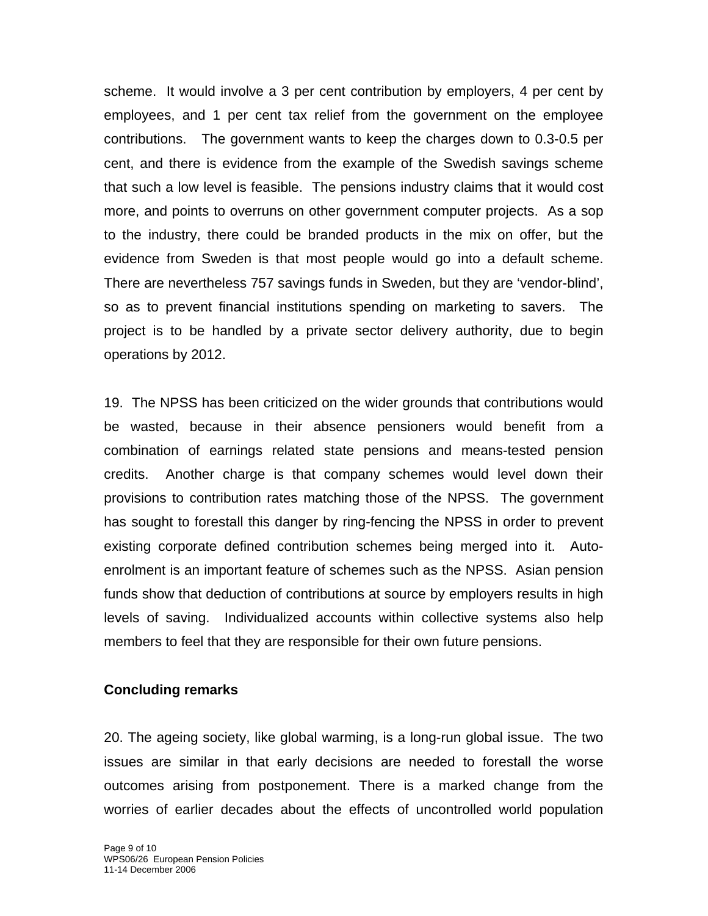scheme. It would involve a 3 per cent contribution by employers, 4 per cent by employees, and 1 per cent tax relief from the government on the employee contributions. The government wants to keep the charges down to 0.3-0.5 per cent, and there is evidence from the example of the Swedish savings scheme that such a low level is feasible. The pensions industry claims that it would cost more, and points to overruns on other government computer projects. As a sop to the industry, there could be branded products in the mix on offer, but the evidence from Sweden is that most people would go into a default scheme. There are nevertheless 757 savings funds in Sweden, but they are 'vendor-blind', so as to prevent financial institutions spending on marketing to savers. The project is to be handled by a private sector delivery authority, due to begin operations by 2012.

19. The NPSS has been criticized on the wider grounds that contributions would be wasted, because in their absence pensioners would benefit from a combination of earnings related state pensions and means-tested pension credits. Another charge is that company schemes would level down their provisions to contribution rates matching those of the NPSS. The government has sought to forestall this danger by ring-fencing the NPSS in order to prevent existing corporate defined contribution schemes being merged into it. Auto-enrolment is an important feature of schemes such as the NPSS. Asian pension funds show that deduction of contributions at source by employers results in high levels of saving. Individualized accounts within collective systems also help members to feel that they are responsible for their own future pensions.

**Concluding remarks**

20. The ageing society, like global warming, is a long-run global issue. The two issues are similar in that early decisions are needed to forestall the worse outcomes arising from postponement. There is a marked change from the worries of earlier decades about the effects of uncontrolled world population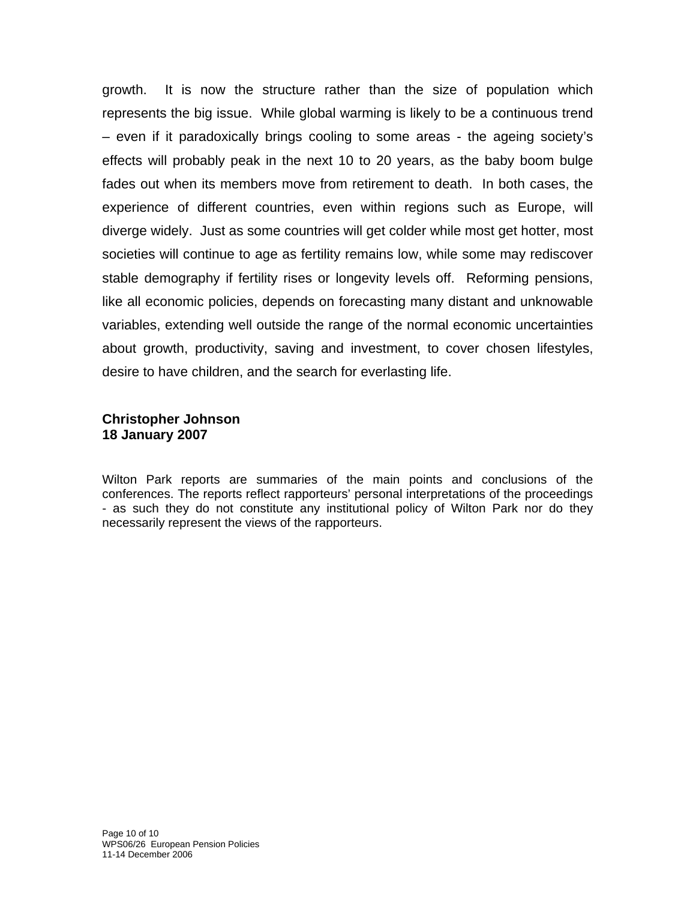growth. It is now the structure rather than the size of population which represents the big issue. While global warming is likely to be a continuous trend – even if it paradoxically brings cooling to some areas - the ageing society's effects will probably peak in the next 10 to 20 years, as the baby boom bulge fades out when its members move from retirement to death. In both cases, the experience of different countries, even within regions such as Europe, will diverge widely. Just as some countries will get colder while most get hotter, most societies will continue to age as fertility remains low, while some may rediscover stable demography if fertility rises or longevity levels off. Reforming pensions, like all economic policies, depends on forecasting many distant and unknowable variables, extending well outside the range of the normal economic uncertainties about growth, productivity, saving and investment, to cover chosen lifestyles, desire to have children, and the search for everlasting life.

**Christopher Johnson**
**18 January 2007**

Wilton Park reports are summaries of the main points and conclusions of the conferences. The reports reflect rapporteurs' personal interpretations of the proceedings - as such they do not constitute any institutional policy of Wilton Park nor do they necessarily represent the views of the rapporteurs.